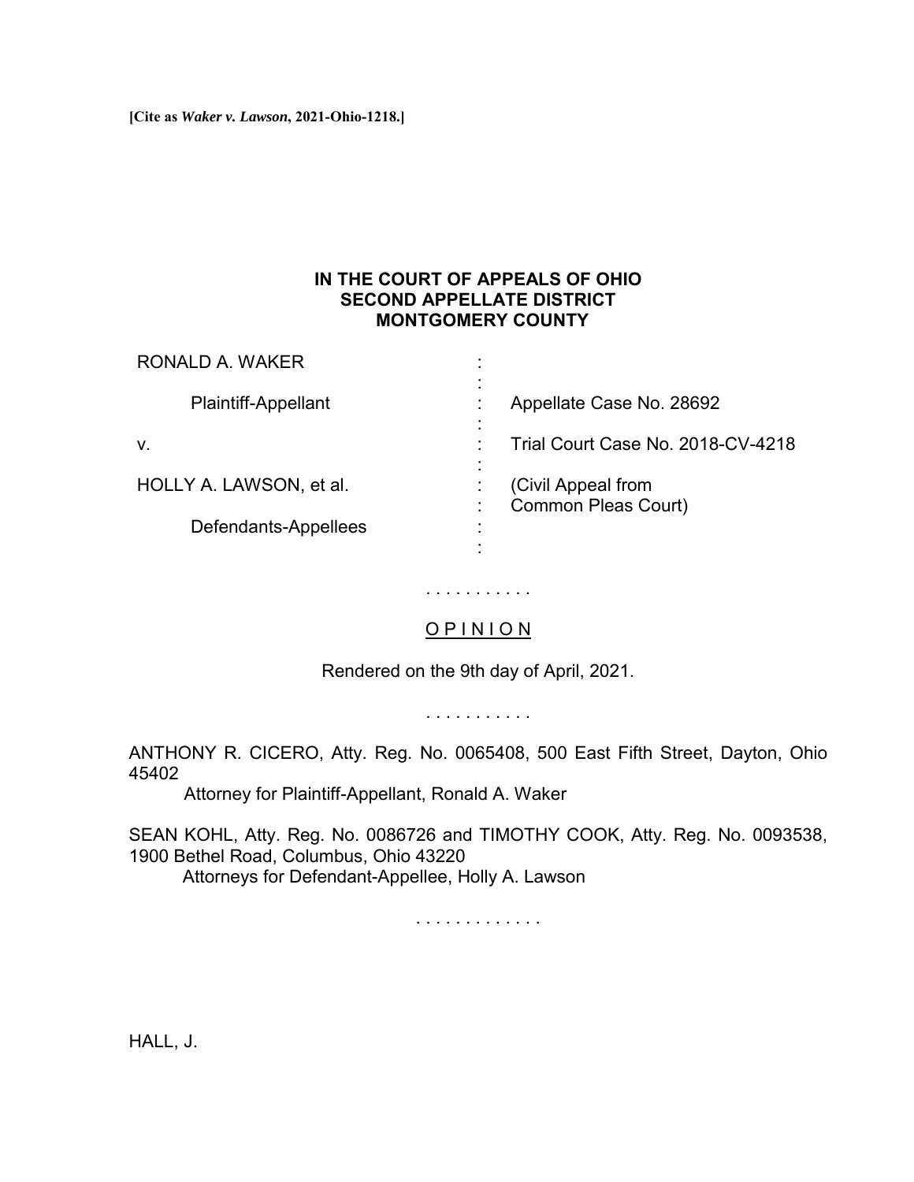**[Cite as *Waker v. Lawson*, 2021-Ohio-1218.]**

**IN THE COURT OF APPEALS OF OHIO**
**SECOND APPELLATE DISTRICT**
**MONTGOMERY COUNTY**

| | | |
|---|---|---|
| RONALD A. WAKER | : | |
| Plaintiff-Appellant | : | Appellate Case No. 28692 |
| v. | : | Trial Court Case No. 2018-CV-4218 |
| HOLLY A. LAWSON, et al. | : | (Civil Appeal from Common Pleas Court) |
| Defendants-Appellees | : | |

. . . . . . . . . . .

O P I N I O N

Rendered on the 9th day of April, 2021.

. . . . . . . . . . .

ANTHONY R. CICERO, Atty. Reg. No. 0065408, 500 East Fifth Street, Dayton, Ohio 45402
Attorney for Plaintiff-Appellant, Ronald A. Waker

SEAN KOHL, Atty. Reg. No. 0086726 and TIMOTHY COOK, Atty. Reg. No. 0093538, 1900 Bethel Road, Columbus, Ohio 43220
Attorneys for Defendant-Appellee, Holly A. Lawson

. . . . . . . . . . . . .

HALL, J.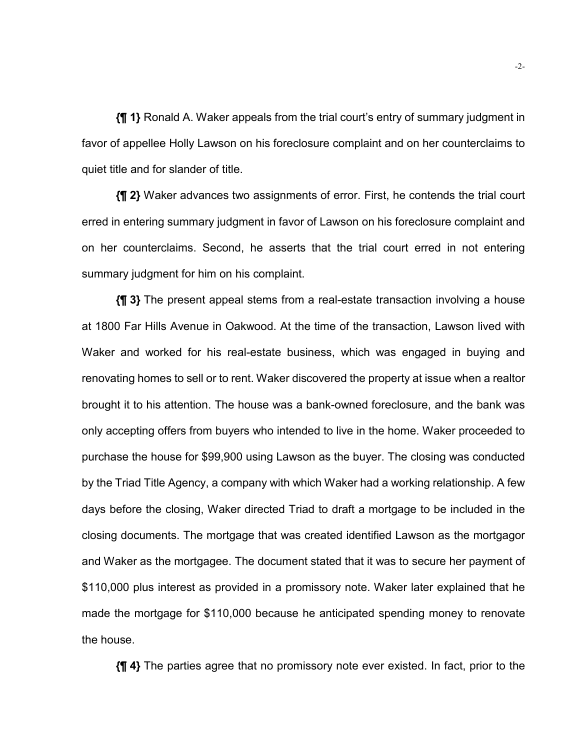**{¶ 1}** Ronald A. Waker appeals from the trial court's entry of summary judgment in favor of appellee Holly Lawson on his foreclosure complaint and on her counterclaims to quiet title and for slander of title.

**{¶ 2}** Waker advances two assignments of error. First, he contends the trial court erred in entering summary judgment in favor of Lawson on his foreclosure complaint and on her counterclaims. Second, he asserts that the trial court erred in not entering summary judgment for him on his complaint.

**{¶ 3}** The present appeal stems from a real-estate transaction involving a house at 1800 Far Hills Avenue in Oakwood. At the time of the transaction, Lawson lived with Waker and worked for his real-estate business, which was engaged in buying and renovating homes to sell or to rent. Waker discovered the property at issue when a realtor brought it to his attention. The house was a bank-owned foreclosure, and the bank was only accepting offers from buyers who intended to live in the home. Waker proceeded to purchase the house for $99,900 using Lawson as the buyer. The closing was conducted by the Triad Title Agency, a company with which Waker had a working relationship. A few days before the closing, Waker directed Triad to draft a mortgage to be included in the closing documents. The mortgage that was created identified Lawson as the mortgagor and Waker as the mortgagee. The document stated that it was to secure her payment of $110,000 plus interest as provided in a promissory note. Waker later explained that he made the mortgage for $110,000 because he anticipated spending money to renovate the house.

**{¶ 4}** The parties agree that no promissory note ever existed. In fact, prior to the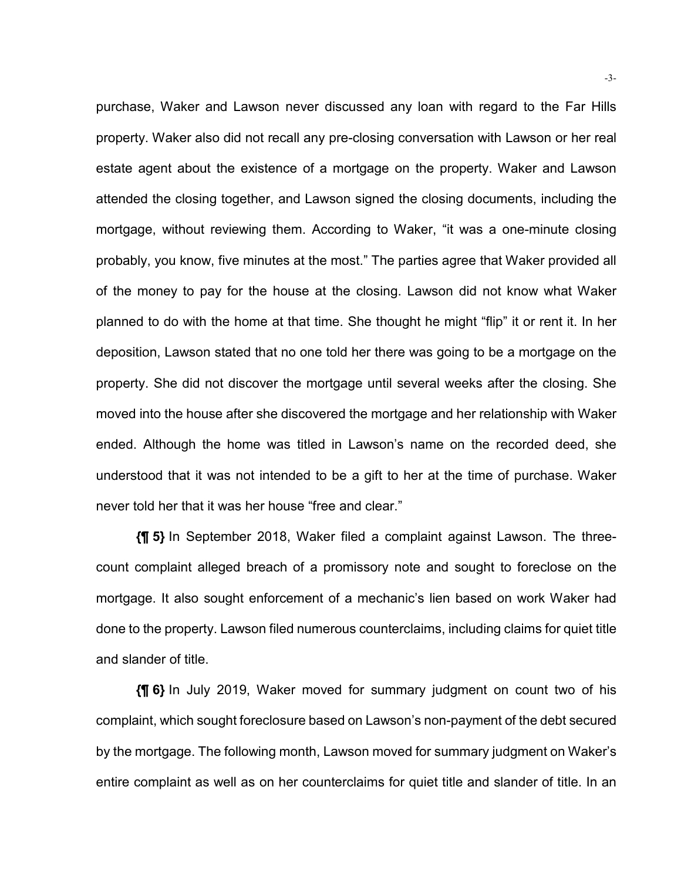purchase, Waker and Lawson never discussed any loan with regard to the Far Hills property. Waker also did not recall any pre-closing conversation with Lawson or her real estate agent about the existence of a mortgage on the property. Waker and Lawson attended the closing together, and Lawson signed the closing documents, including the mortgage, without reviewing them. According to Waker, "it was a one-minute closing probably, you know, five minutes at the most." The parties agree that Waker provided all of the money to pay for the house at the closing. Lawson did not know what Waker planned to do with the home at that time. She thought he might "flip" it or rent it. In her deposition, Lawson stated that no one told her there was going to be a mortgage on the property. She did not discover the mortgage until several weeks after the closing. She moved into the house after she discovered the mortgage and her relationship with Waker ended. Although the home was titled in Lawson's name on the recorded deed, she understood that it was not intended to be a gift to her at the time of purchase. Waker never told her that it was her house "free and clear."

**{¶ 5}** In September 2018, Waker filed a complaint against Lawson. The three-count complaint alleged breach of a promissory note and sought to foreclose on the mortgage. It also sought enforcement of a mechanic's lien based on work Waker had done to the property. Lawson filed numerous counterclaims, including claims for quiet title and slander of title.

**{¶ 6}** In July 2019, Waker moved for summary judgment on count two of his complaint, which sought foreclosure based on Lawson's non-payment of the debt secured by the mortgage. The following month, Lawson moved for summary judgment on Waker's entire complaint as well as on her counterclaims for quiet title and slander of title. In an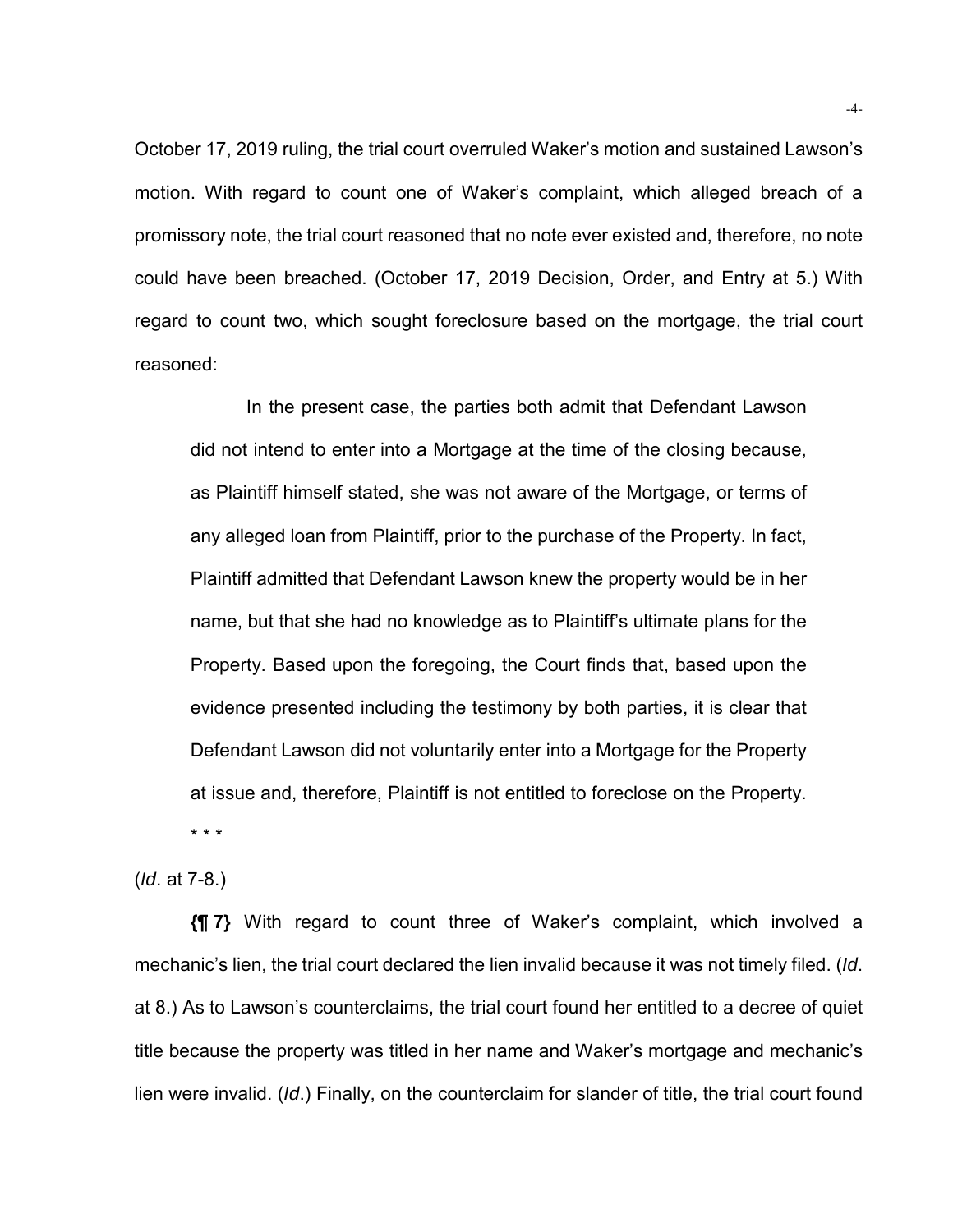October 17, 2019 ruling, the trial court overruled Waker's motion and sustained Lawson's motion. With regard to count one of Waker's complaint, which alleged breach of a promissory note, the trial court reasoned that no note ever existed and, therefore, no note could have been breached. (October 17, 2019 Decision, Order, and Entry at 5.) With regard to count two, which sought foreclosure based on the mortgage, the trial court reasoned:

> In the present case, the parties both admit that Defendant Lawson did not intend to enter into a Mortgage at the time of the closing because, as Plaintiff himself stated, she was not aware of the Mortgage, or terms of any alleged loan from Plaintiff, prior to the purchase of the Property. In fact, Plaintiff admitted that Defendant Lawson knew the property would be in her name, but that she had no knowledge as to Plaintiff's ultimate plans for the Property. Based upon the foregoing, the Court finds that, based upon the evidence presented including the testimony by both parties, it is clear that Defendant Lawson did not voluntarily enter into a Mortgage for the Property at issue and, therefore, Plaintiff is not entitled to foreclose on the Property.
>
> * * *

(*Id*. at 7-8.)

**{¶ 7}** With regard to count three of Waker's complaint, which involved a mechanic's lien, the trial court declared the lien invalid because it was not timely filed. (*Id*. at 8.) As to Lawson's counterclaims, the trial court found her entitled to a decree of quiet title because the property was titled in her name and Waker's mortgage and mechanic's lien were invalid. (*Id*.) Finally, on the counterclaim for slander of title, the trial court found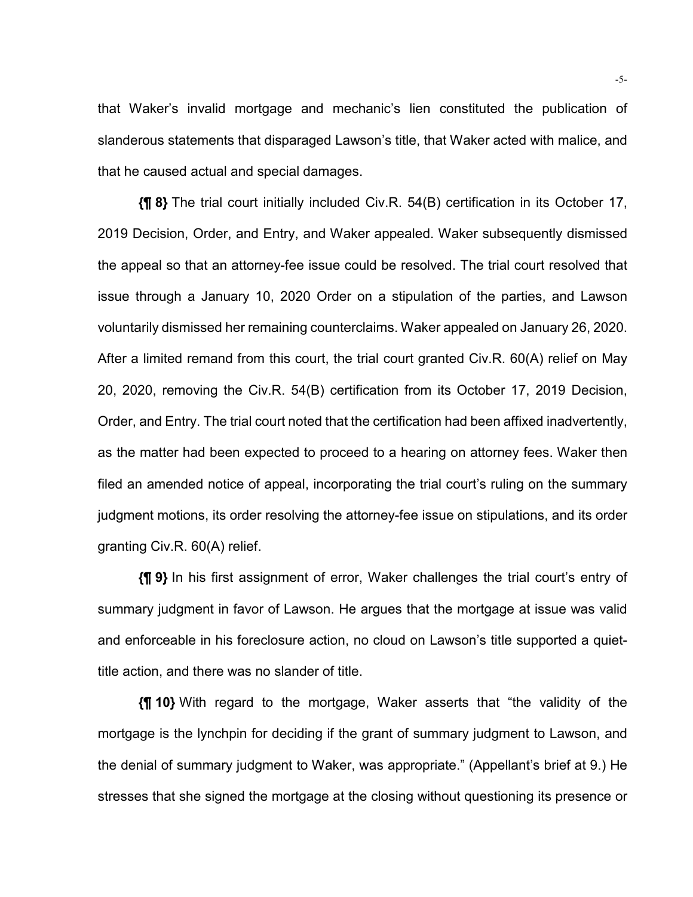that Waker's invalid mortgage and mechanic's lien constituted the publication of slanderous statements that disparaged Lawson's title, that Waker acted with malice, and that he caused actual and special damages.

**{¶ 8}** The trial court initially included Civ.R. 54(B) certification in its October 17, 2019 Decision, Order, and Entry, and Waker appealed. Waker subsequently dismissed the appeal so that an attorney-fee issue could be resolved. The trial court resolved that issue through a January 10, 2020 Order on a stipulation of the parties, and Lawson voluntarily dismissed her remaining counterclaims. Waker appealed on January 26, 2020. After a limited remand from this court, the trial court granted Civ.R. 60(A) relief on May 20, 2020, removing the Civ.R. 54(B) certification from its October 17, 2019 Decision, Order, and Entry. The trial court noted that the certification had been affixed inadvertently, as the matter had been expected to proceed to a hearing on attorney fees. Waker then filed an amended notice of appeal, incorporating the trial court's ruling on the summary judgment motions, its order resolving the attorney-fee issue on stipulations, and its order granting Civ.R. 60(A) relief.

**{¶ 9}** In his first assignment of error, Waker challenges the trial court's entry of summary judgment in favor of Lawson. He argues that the mortgage at issue was valid and enforceable in his foreclosure action, no cloud on Lawson's title supported a quiet-title action, and there was no slander of title.

**{¶ 10}** With regard to the mortgage, Waker asserts that "the validity of the mortgage is the lynchpin for deciding if the grant of summary judgment to Lawson, and the denial of summary judgment to Waker, was appropriate." (Appellant's brief at 9.) He stresses that she signed the mortgage at the closing without questioning its presence or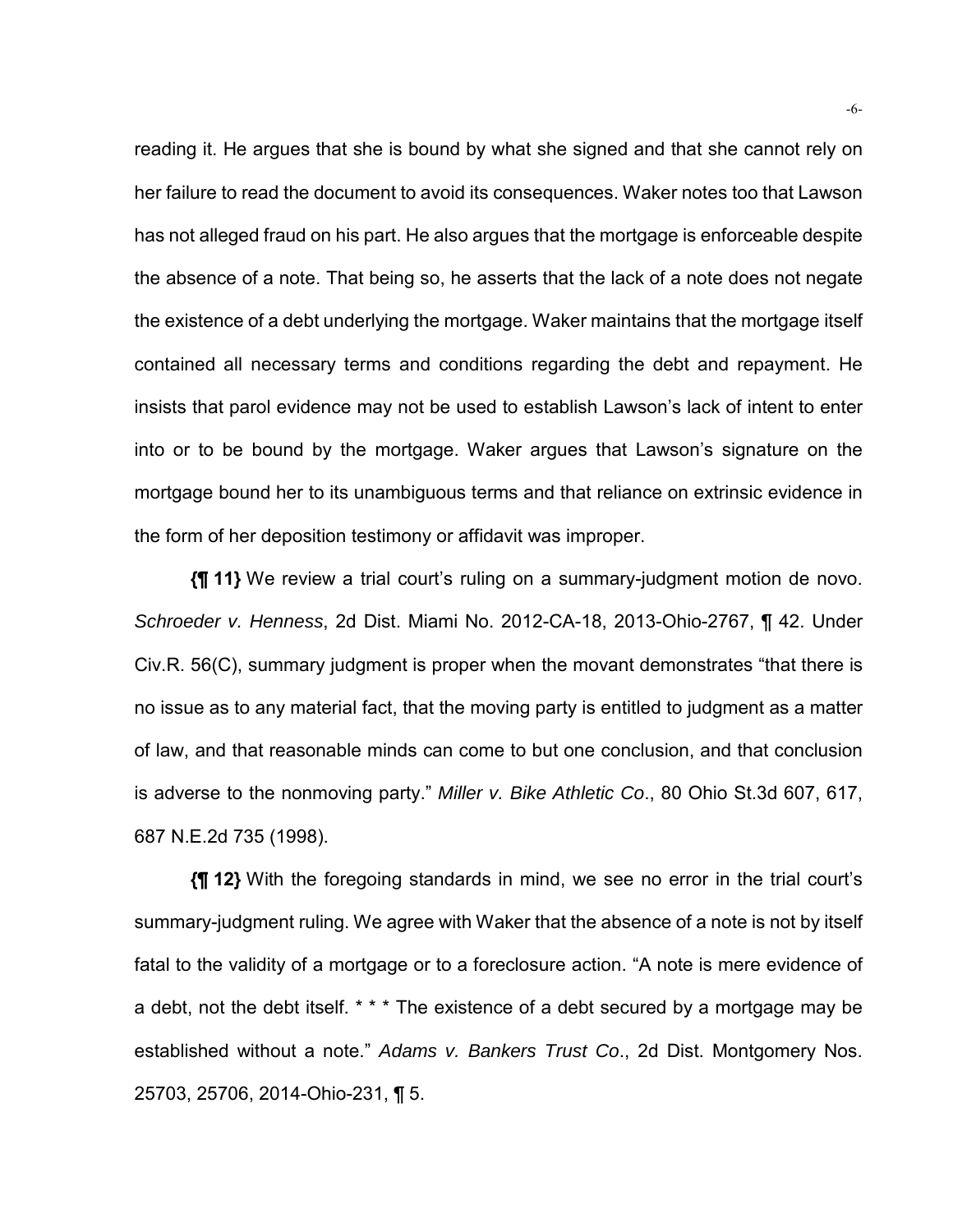reading it. He argues that she is bound by what she signed and that she cannot rely on her failure to read the document to avoid its consequences. Waker notes too that Lawson has not alleged fraud on his part. He also argues that the mortgage is enforceable despite the absence of a note. That being so, he asserts that the lack of a note does not negate the existence of a debt underlying the mortgage. Waker maintains that the mortgage itself contained all necessary terms and conditions regarding the debt and repayment. He insists that parol evidence may not be used to establish Lawson's lack of intent to enter into or to be bound by the mortgage. Waker argues that Lawson's signature on the mortgage bound her to its unambiguous terms and that reliance on extrinsic evidence in the form of her deposition testimony or affidavit was improper.

**{¶ 11}** We review a trial court's ruling on a summary-judgment motion de novo. *Schroeder v. Henness*, 2d Dist. Miami No. 2012-CA-18, 2013-Ohio-2767, ¶ 42. Under Civ.R. 56(C), summary judgment is proper when the movant demonstrates "that there is no issue as to any material fact, that the moving party is entitled to judgment as a matter of law, and that reasonable minds can come to but one conclusion, and that conclusion is adverse to the nonmoving party." *Miller v. Bike Athletic Co*., 80 Ohio St.3d 607, 617, 687 N.E.2d 735 (1998).

**{¶ 12}** With the foregoing standards in mind, we see no error in the trial court's summary-judgment ruling. We agree with Waker that the absence of a note is not by itself fatal to the validity of a mortgage or to a foreclosure action. "A note is mere evidence of a debt, not the debt itself. * * * The existence of a debt secured by a mortgage may be established without a note." *Adams v. Bankers Trust Co*., 2d Dist. Montgomery Nos. 25703, 25706, 2014-Ohio-231, ¶ 5.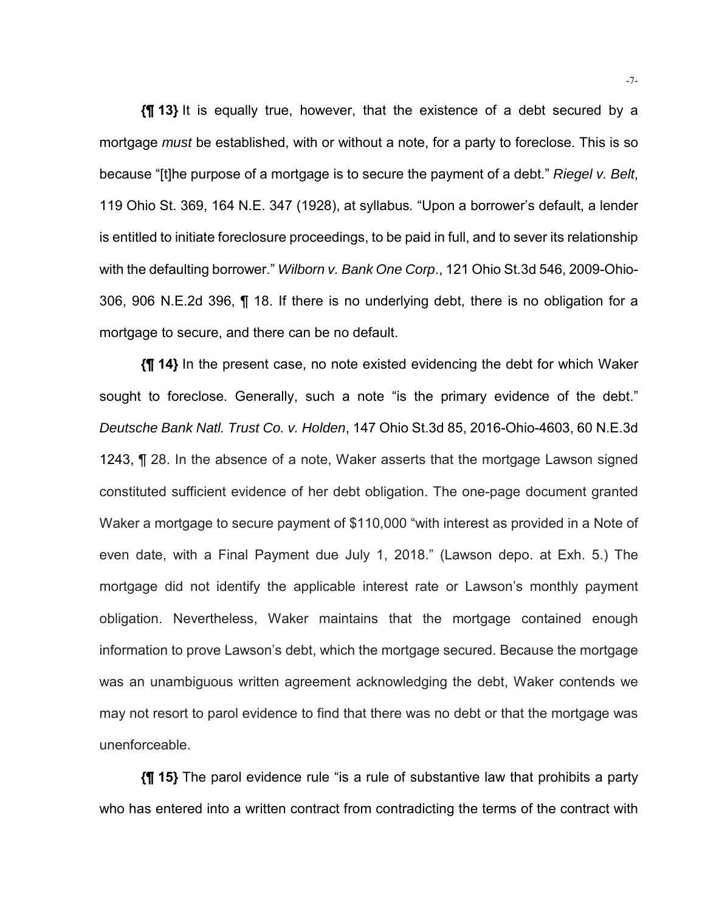**{¶ 13}** It is equally true, however, that the existence of a debt secured by a mortgage *must* be established, with or without a note, for a party to foreclose. This is so because "[t]he purpose of a mortgage is to secure the payment of a debt." *Riegel v. Belt*, 119 Ohio St. 369, 164 N.E. 347 (1928), at syllabus. "Upon a borrower's default, a lender is entitled to initiate foreclosure proceedings, to be paid in full, and to sever its relationship with the defaulting borrower." *Wilborn v. Bank One Corp*., 121 Ohio St.3d 546, 2009-Ohio-306, 906 N.E.2d 396, ¶ 18. If there is no underlying debt, there is no obligation for a mortgage to secure, and there can be no default.

**{¶ 14}** In the present case, no note existed evidencing the debt for which Waker sought to foreclose. Generally, such a note "is the primary evidence of the debt." *Deutsche Bank Natl. Trust Co. v. Holden*, 147 Ohio St.3d 85, 2016-Ohio-4603, 60 N.E.3d 1243, ¶ 28. In the absence of a note, Waker asserts that the mortgage Lawson signed constituted sufficient evidence of her debt obligation. The one-page document granted Waker a mortgage to secure payment of $110,000 "with interest as provided in a Note of even date, with a Final Payment due July 1, 2018." (Lawson depo. at Exh. 5.) The mortgage did not identify the applicable interest rate or Lawson's monthly payment obligation. Nevertheless, Waker maintains that the mortgage contained enough information to prove Lawson's debt, which the mortgage secured. Because the mortgage was an unambiguous written agreement acknowledging the debt, Waker contends we may not resort to parol evidence to find that there was no debt or that the mortgage was unenforceable.

**{¶ 15}** The parol evidence rule "is a rule of substantive law that prohibits a party who has entered into a written contract from contradicting the terms of the contract with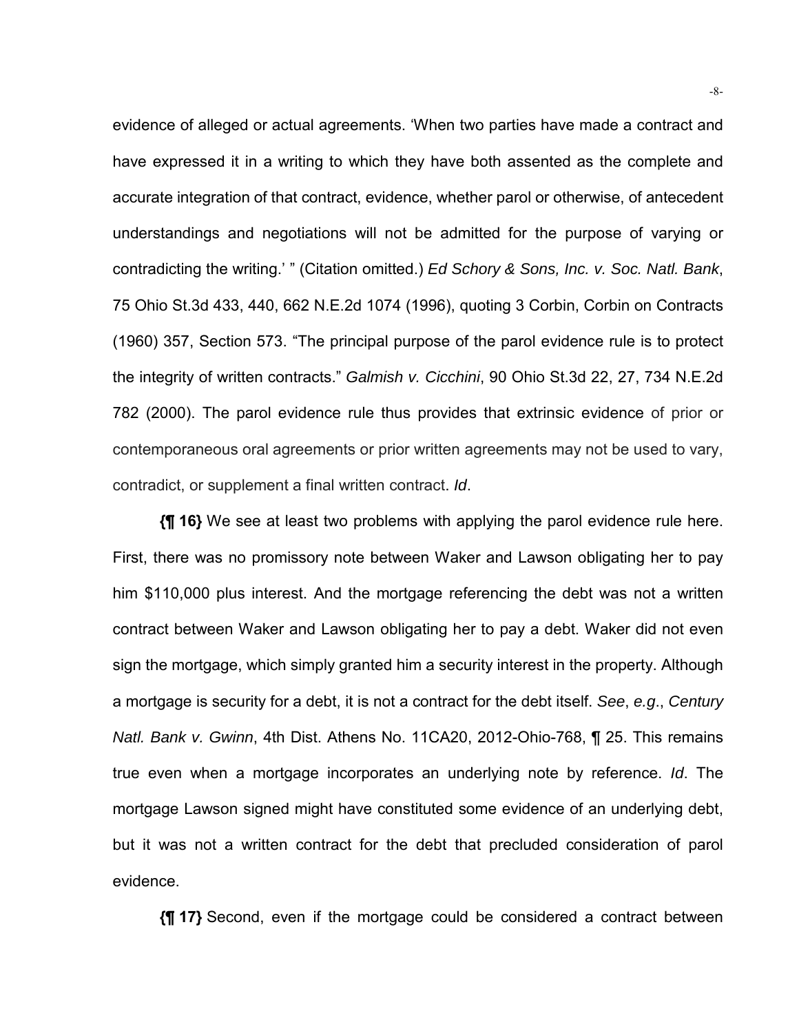evidence of alleged or actual agreements. 'When two parties have made a contract and have expressed it in a writing to which they have both assented as the complete and accurate integration of that contract, evidence, whether parol or otherwise, of antecedent understandings and negotiations will not be admitted for the purpose of varying or contradicting the writing.' " (Citation omitted.) *Ed Schory & Sons, Inc. v. Soc. Natl. Bank*, 75 Ohio St.3d 433, 440, 662 N.E.2d 1074 (1996), quoting 3 Corbin, Corbin on Contracts (1960) 357, Section 573. "The principal purpose of the parol evidence rule is to protect the integrity of written contracts." *Galmish v. Cicchini*, 90 Ohio St.3d 22, 27, 734 N.E.2d 782 (2000). The parol evidence rule thus provides that extrinsic evidence of prior or contemporaneous oral agreements or prior written agreements may not be used to vary, contradict, or supplement a final written contract. *Id*.

**{¶ 16}** We see at least two problems with applying the parol evidence rule here. First, there was no promissory note between Waker and Lawson obligating her to pay him $110,000 plus interest. And the mortgage referencing the debt was not a written contract between Waker and Lawson obligating her to pay a debt. Waker did not even sign the mortgage, which simply granted him a security interest in the property. Although a mortgage is security for a debt, it is not a contract for the debt itself. *See*, *e.g*., *Century Natl. Bank v. Gwinn*, 4th Dist. Athens No. 11CA20, 2012-Ohio-768, ¶ 25. This remains true even when a mortgage incorporates an underlying note by reference. *Id*. The mortgage Lawson signed might have constituted some evidence of an underlying debt, but it was not a written contract for the debt that precluded consideration of parol evidence.

**{¶ 17}** Second, even if the mortgage could be considered a contract between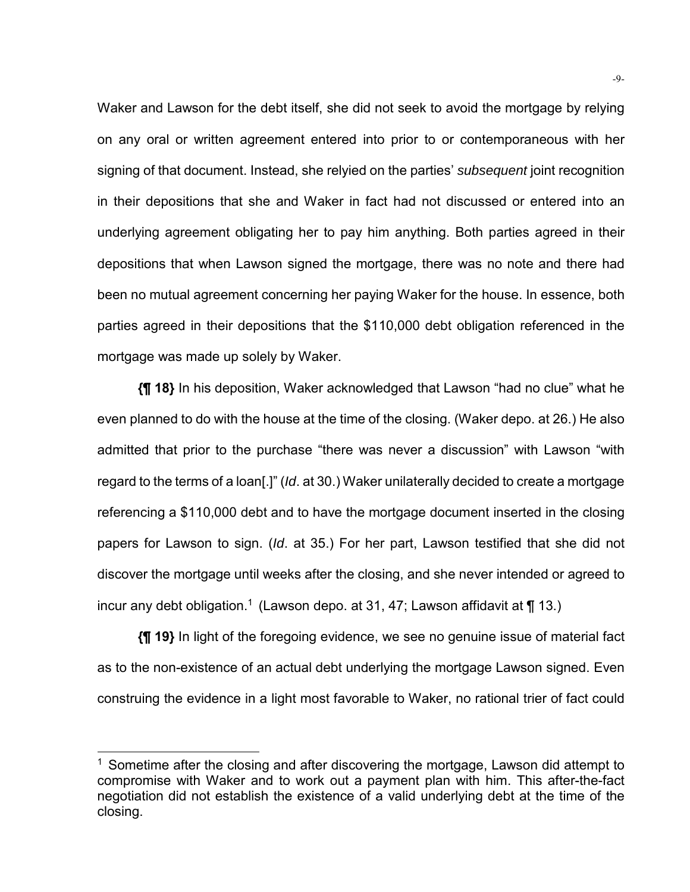Waker and Lawson for the debt itself, she did not seek to avoid the mortgage by relying on any oral or written agreement entered into prior to or contemporaneous with her signing of that document. Instead, she relyied on the parties' *subsequent* joint recognition in their depositions that she and Waker in fact had not discussed or entered into an underlying agreement obligating her to pay him anything. Both parties agreed in their depositions that when Lawson signed the mortgage, there was no note and there had been no mutual agreement concerning her paying Waker for the house. In essence, both parties agreed in their depositions that the $110,000 debt obligation referenced in the mortgage was made up solely by Waker.

**{¶ 18}** In his deposition, Waker acknowledged that Lawson "had no clue" what he even planned to do with the house at the time of the closing. (Waker depo. at 26.) He also admitted that prior to the purchase "there was never a discussion" with Lawson "with regard to the terms of a loan[.]" (*Id*. at 30.) Waker unilaterally decided to create a mortgage referencing a $110,000 debt and to have the mortgage document inserted in the closing papers for Lawson to sign. (*Id*. at 35.) For her part, Lawson testified that she did not discover the mortgage until weeks after the closing, and she never intended or agreed to incur any debt obligation.[1] (Lawson depo. at 31, 47; Lawson affidavit at ¶ 13.)

**{¶ 19}** In light of the foregoing evidence, we see no genuine issue of material fact as to the non-existence of an actual debt underlying the mortgage Lawson signed. Even construing the evidence in a light most favorable to Waker, no rational trier of fact could

---

[1] Sometime after the closing and after discovering the mortgage, Lawson did attempt to compromise with Waker and to work out a payment plan with him. This after-the-fact negotiation did not establish the existence of a valid underlying debt at the time of the closing.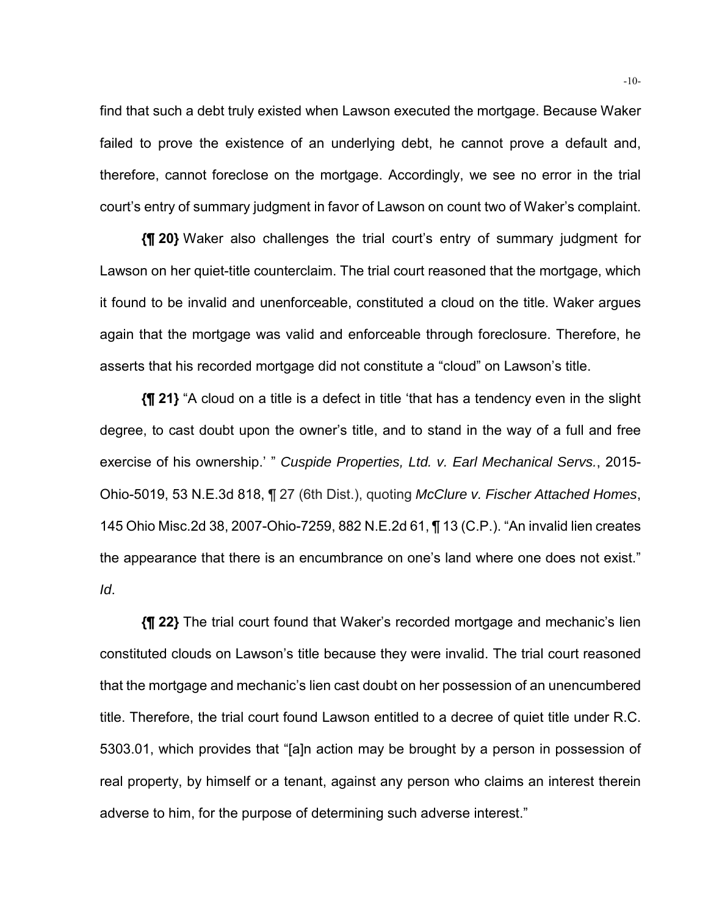find that such a debt truly existed when Lawson executed the mortgage. Because Waker failed to prove the existence of an underlying debt, he cannot prove a default and, therefore, cannot foreclose on the mortgage. Accordingly, we see no error in the trial court's entry of summary judgment in favor of Lawson on count two of Waker's complaint.

**{¶ 20}** Waker also challenges the trial court's entry of summary judgment for Lawson on her quiet-title counterclaim. The trial court reasoned that the mortgage, which it found to be invalid and unenforceable, constituted a cloud on the title. Waker argues again that the mortgage was valid and enforceable through foreclosure. Therefore, he asserts that his recorded mortgage did not constitute a "cloud" on Lawson's title.

**{¶ 21}** "A cloud on a title is a defect in title 'that has a tendency even in the slight degree, to cast doubt upon the owner's title, and to stand in the way of a full and free exercise of his ownership.' " *Cuspide Properties, Ltd. v. Earl Mechanical Servs.*, 2015-Ohio-5019, 53 N.E.3d 818, ¶ 27 (6th Dist.), quoting *McClure v. Fischer Attached Homes*, 145 Ohio Misc.2d 38, 2007-Ohio-7259, 882 N.E.2d 61, ¶ 13 (C.P.). "An invalid lien creates the appearance that there is an encumbrance on one's land where one does not exist." *Id*.

**{¶ 22}** The trial court found that Waker's recorded mortgage and mechanic's lien constituted clouds on Lawson's title because they were invalid. The trial court reasoned that the mortgage and mechanic's lien cast doubt on her possession of an unencumbered title. Therefore, the trial court found Lawson entitled to a decree of quiet title under R.C. 5303.01, which provides that "[a]n action may be brought by a person in possession of real property, by himself or a tenant, against any person who claims an interest therein adverse to him, for the purpose of determining such adverse interest."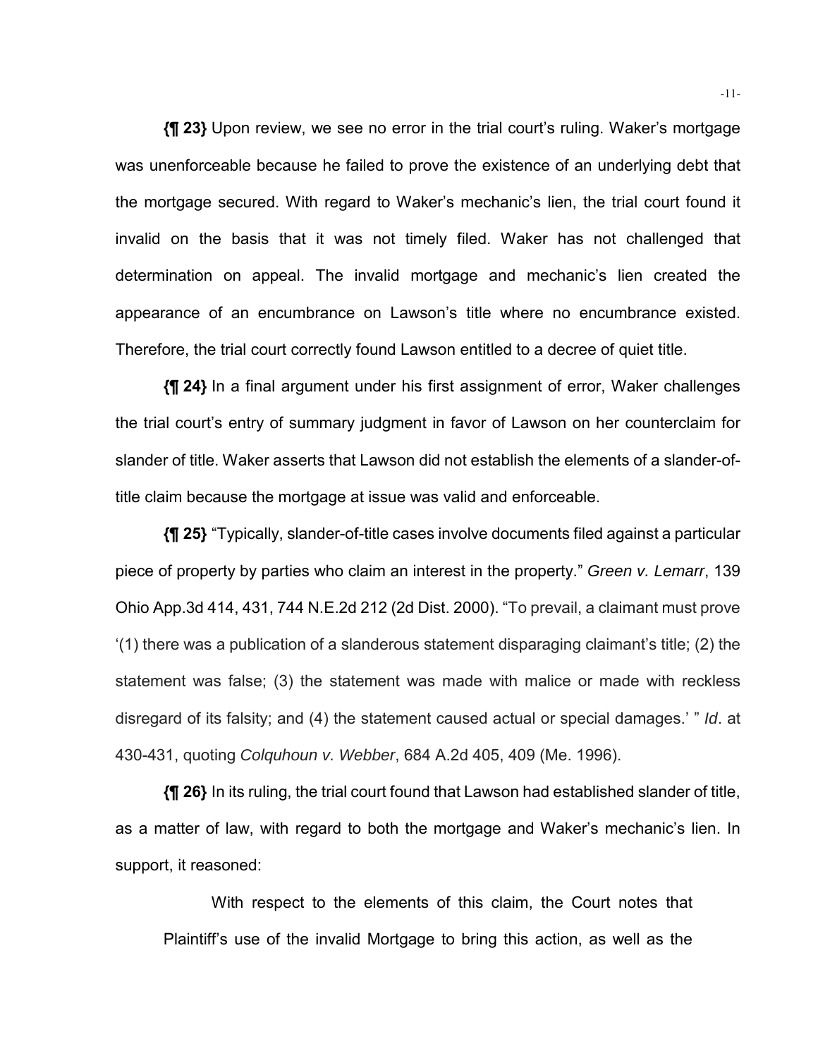**{¶ 23}** Upon review, we see no error in the trial court's ruling. Waker's mortgage was unenforceable because he failed to prove the existence of an underlying debt that the mortgage secured. With regard to Waker's mechanic's lien, the trial court found it invalid on the basis that it was not timely filed. Waker has not challenged that determination on appeal. The invalid mortgage and mechanic's lien created the appearance of an encumbrance on Lawson's title where no encumbrance existed. Therefore, the trial court correctly found Lawson entitled to a decree of quiet title.

**{¶ 24}** In a final argument under his first assignment of error, Waker challenges the trial court's entry of summary judgment in favor of Lawson on her counterclaim for slander of title. Waker asserts that Lawson did not establish the elements of a slander-of-title claim because the mortgage at issue was valid and enforceable.

**{¶ 25}** "Typically, slander-of-title cases involve documents filed against a particular piece of property by parties who claim an interest in the property." *Green v. Lemarr*, 139 Ohio App.3d 414, 431, 744 N.E.2d 212 (2d Dist. 2000). "To prevail, a claimant must prove '(1) there was a publication of a slanderous statement disparaging claimant's title; (2) the statement was false; (3) the statement was made with malice or made with reckless disregard of its falsity; and (4) the statement caused actual or special damages.' " *Id*. at 430-431, quoting *Colquhoun v. Webber*, 684 A.2d 405, 409 (Me. 1996).

**{¶ 26}** In its ruling, the trial court found that Lawson had established slander of title, as a matter of law, with regard to both the mortgage and Waker's mechanic's lien. In support, it reasoned:

> With respect to the elements of this claim, the Court notes that Plaintiff's use of the invalid Mortgage to bring this action, as well as the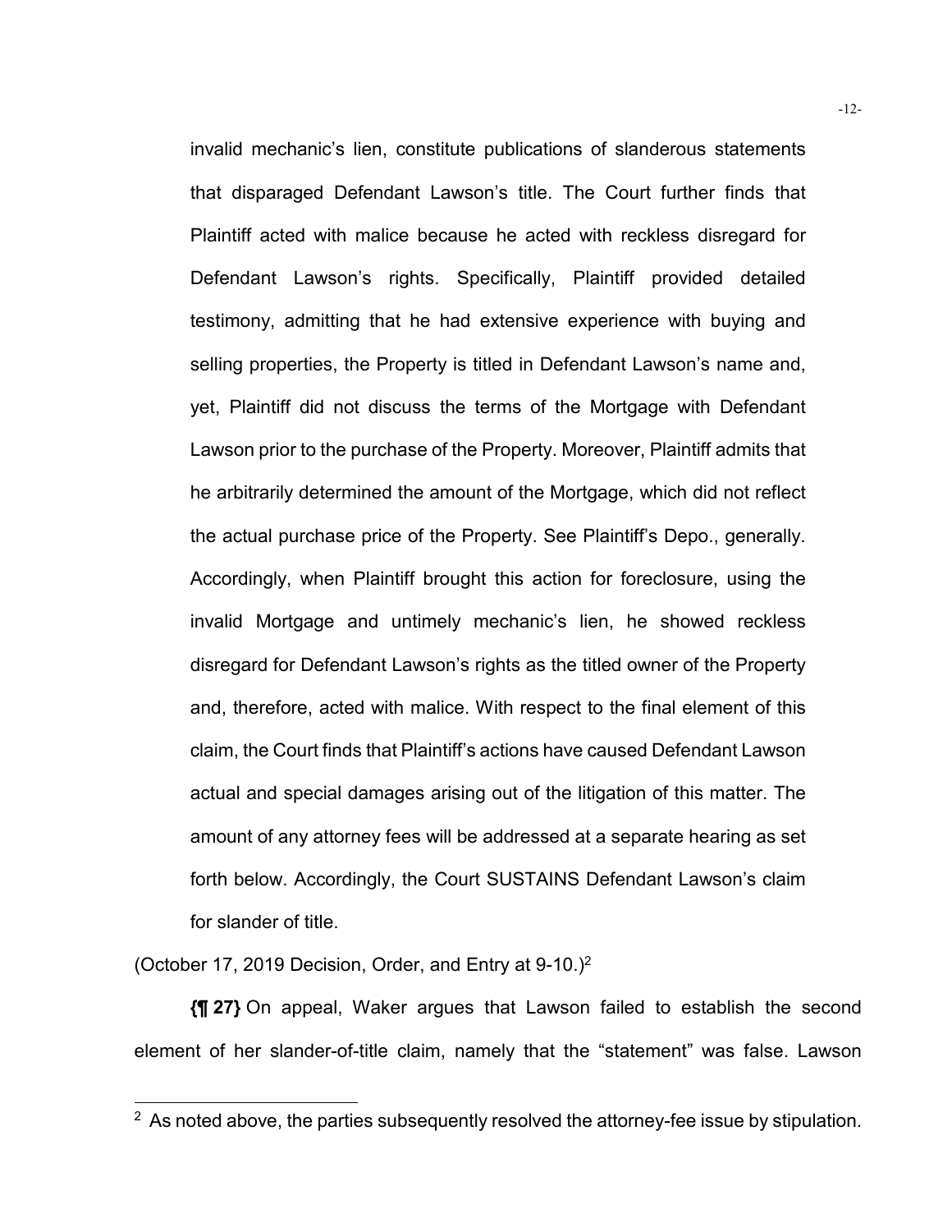invalid mechanic's lien, constitute publications of slanderous statements that disparaged Defendant Lawson's title. The Court further finds that Plaintiff acted with malice because he acted with reckless disregard for Defendant Lawson's rights. Specifically, Plaintiff provided detailed testimony, admitting that he had extensive experience with buying and selling properties, the Property is titled in Defendant Lawson's name and, yet, Plaintiff did not discuss the terms of the Mortgage with Defendant Lawson prior to the purchase of the Property. Moreover, Plaintiff admits that he arbitrarily determined the amount of the Mortgage, which did not reflect the actual purchase price of the Property. See Plaintiff's Depo., generally. Accordingly, when Plaintiff brought this action for foreclosure, using the invalid Mortgage and untimely mechanic's lien, he showed reckless disregard for Defendant Lawson's rights as the titled owner of the Property and, therefore, acted with malice. With respect to the final element of this claim, the Court finds that Plaintiff's actions have caused Defendant Lawson actual and special damages arising out of the litigation of this matter. The amount of any attorney fees will be addressed at a separate hearing as set forth below. Accordingly, the Court SUSTAINS Defendant Lawson's claim for slander of title.

(October 17, 2019 Decision, Order, and Entry at 9-10.)[2]

**{¶ 27}** On appeal, Waker argues that Lawson failed to establish the second element of her slander-of-title claim, namely that the "statement" was false. Lawson

---

[2] As noted above, the parties subsequently resolved the attorney-fee issue by stipulation.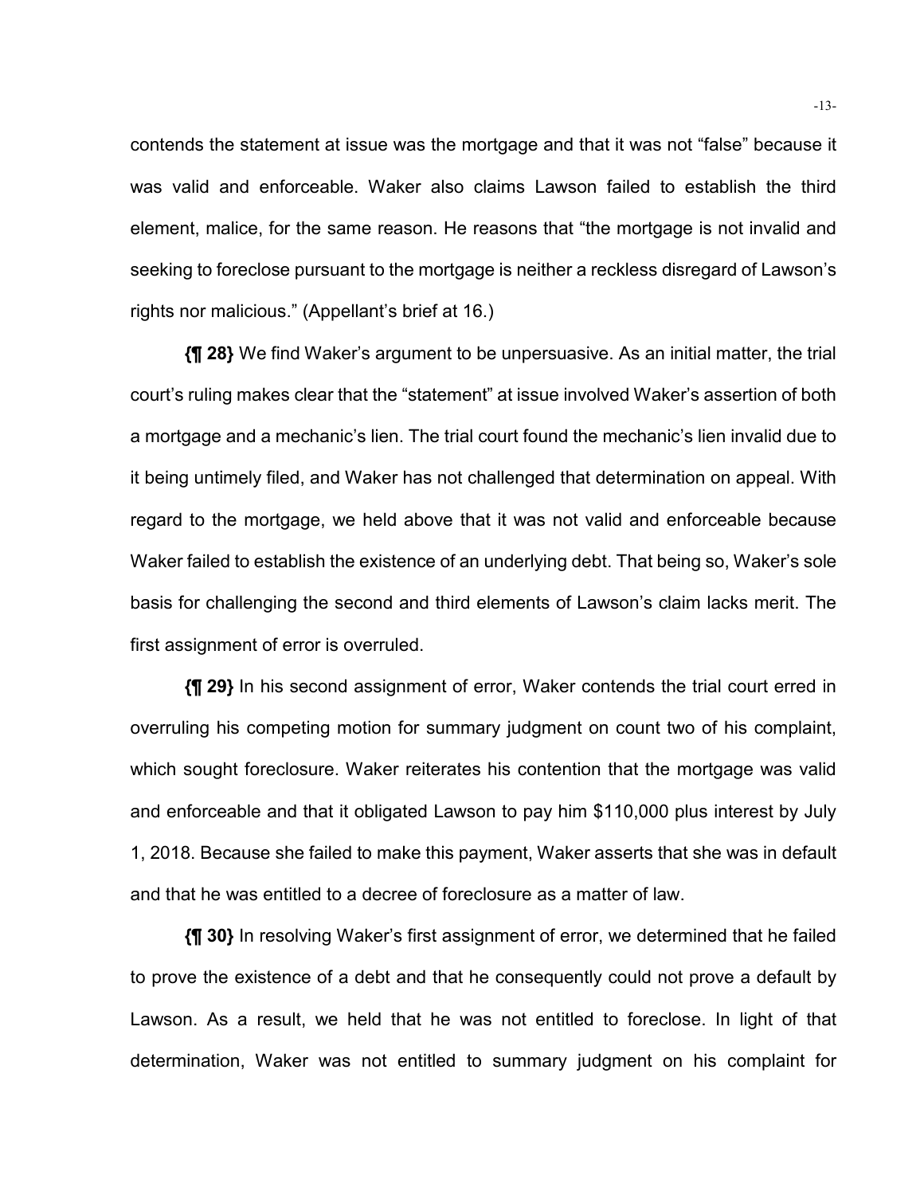contends the statement at issue was the mortgage and that it was not "false" because it was valid and enforceable. Waker also claims Lawson failed to establish the third element, malice, for the same reason. He reasons that "the mortgage is not invalid and seeking to foreclose pursuant to the mortgage is neither a reckless disregard of Lawson's rights nor malicious." (Appellant's brief at 16.)

**{¶ 28}** We find Waker's argument to be unpersuasive. As an initial matter, the trial court's ruling makes clear that the "statement" at issue involved Waker's assertion of both a mortgage and a mechanic's lien. The trial court found the mechanic's lien invalid due to it being untimely filed, and Waker has not challenged that determination on appeal. With regard to the mortgage, we held above that it was not valid and enforceable because Waker failed to establish the existence of an underlying debt. That being so, Waker's sole basis for challenging the second and third elements of Lawson's claim lacks merit. The first assignment of error is overruled.

**{¶ 29}** In his second assignment of error, Waker contends the trial court erred in overruling his competing motion for summary judgment on count two of his complaint, which sought foreclosure. Waker reiterates his contention that the mortgage was valid and enforceable and that it obligated Lawson to pay him $110,000 plus interest by July 1, 2018. Because she failed to make this payment, Waker asserts that she was in default and that he was entitled to a decree of foreclosure as a matter of law.

**{¶ 30}** In resolving Waker's first assignment of error, we determined that he failed to prove the existence of a debt and that he consequently could not prove a default by Lawson. As a result, we held that he was not entitled to foreclose. In light of that determination, Waker was not entitled to summary judgment on his complaint for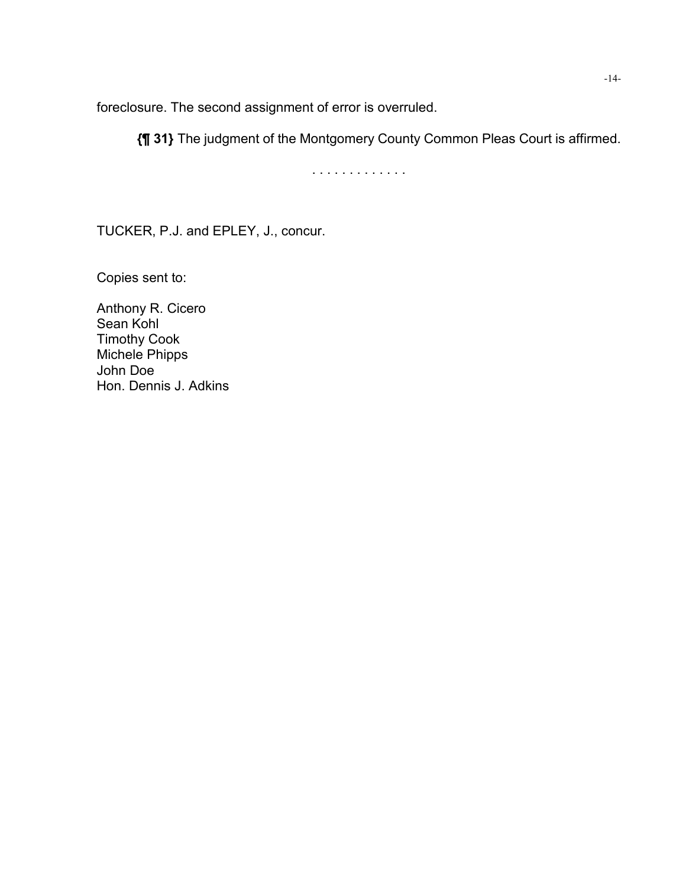foreclosure. The second assignment of error is overruled.

**{¶ 31}** The judgment of the Montgomery County Common Pleas Court is affirmed.

. . . . . . . . . . . . .

TUCKER, P.J. and EPLEY, J., concur.

Copies sent to:

Anthony R. Cicero
Sean Kohl
Timothy Cook
Michele Phipps
John Doe
Hon. Dennis J. Adkins